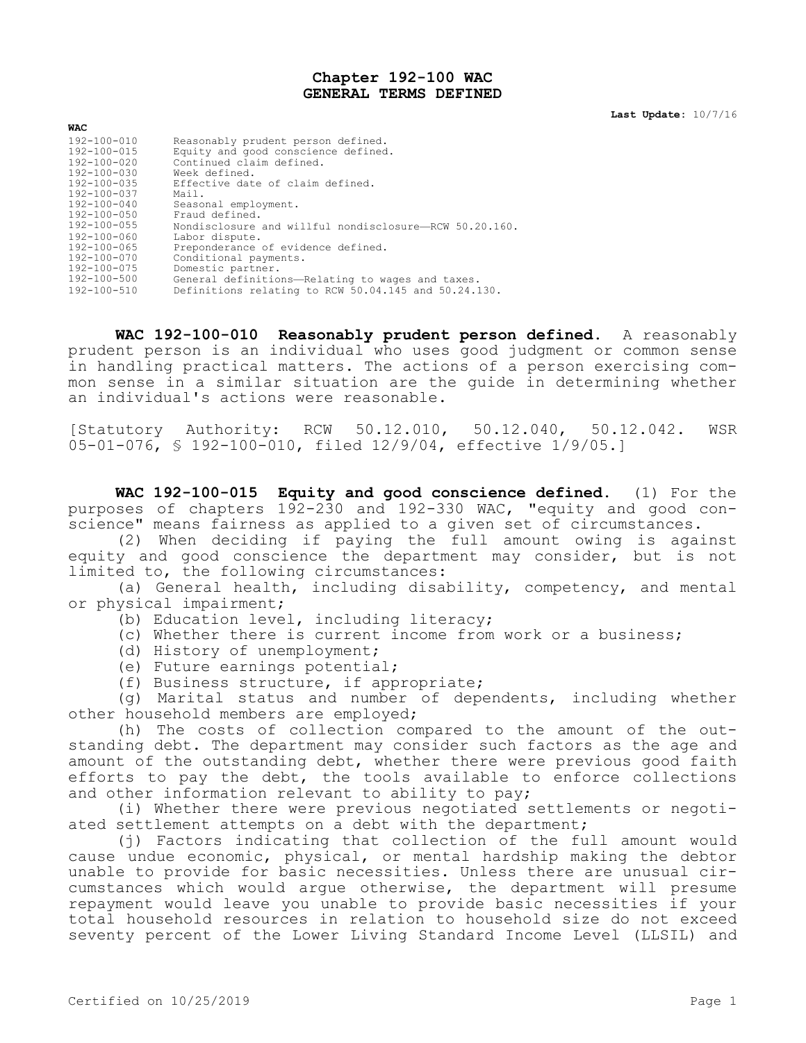# Chapter 192-100 WAC
# GENERAL TERMS DEFINED

**Last Update:** 10/7/16

**WAC**

| | |
|---|---|
| 192-100-010 | Reasonably prudent person defined. |
| 192-100-015 | Equity and good conscience defined. |
| 192-100-020 | Continued claim defined. |
| 192-100-030 | Week defined. |
| 192-100-035 | Effective date of claim defined. |
| 192-100-037 | Mail. |
| 192-100-040 | Seasonal employment. |
| 192-100-050 | Fraud defined. |
| 192-100-055 | Nondisclosure and willful nondisclosure—RCW 50.20.160. |
| 192-100-060 | Labor dispute. |
| 192-100-065 | Preponderance of evidence defined. |
| 192-100-070 | Conditional payments. |
| 192-100-075 | Domestic partner. |
| 192-100-500 | General definitions—Relating to wages and taxes. |
| 192-100-510 | Definitions relating to RCW 50.04.145 and 50.24.130. |

**WAC 192-100-010 Reasonably prudent person defined.** A reasonably prudent person is an individual who uses good judgment or common sense in handling practical matters. The actions of a person exercising common sense in a similar situation are the guide in determining whether an individual's actions were reasonable.

[Statutory Authority: RCW 50.12.010, 50.12.040, 50.12.042. WSR 05-01-076, § 192-100-010, filed 12/9/04, effective 1/9/05.]

**WAC 192-100-015 Equity and good conscience defined.** (1) For the purposes of chapters 192-230 and 192-330 WAC, "equity and good conscience" means fairness as applied to a given set of circumstances.

(2) When deciding if paying the full amount owing is against equity and good conscience the department may consider, but is not limited to, the following circumstances:

(a) General health, including disability, competency, and mental or physical impairment;

(b) Education level, including literacy;

(c) Whether there is current income from work or a business;

(d) History of unemployment;

(e) Future earnings potential;

(f) Business structure, if appropriate;

(g) Marital status and number of dependents, including whether other household members are employed;

(h) The costs of collection compared to the amount of the outstanding debt. The department may consider such factors as the age and amount of the outstanding debt, whether there were previous good faith efforts to pay the debt, the tools available to enforce collections and other information relevant to ability to pay;

(i) Whether there were previous negotiated settlements or negotiated settlement attempts on a debt with the department;

(j) Factors indicating that collection of the full amount would cause undue economic, physical, or mental hardship making the debtor unable to provide for basic necessities. Unless there are unusual circumstances which would argue otherwise, the department will presume repayment would leave you unable to provide basic necessities if your total household resources in relation to household size do not exceed seventy percent of the Lower Living Standard Income Level (LLSIL) and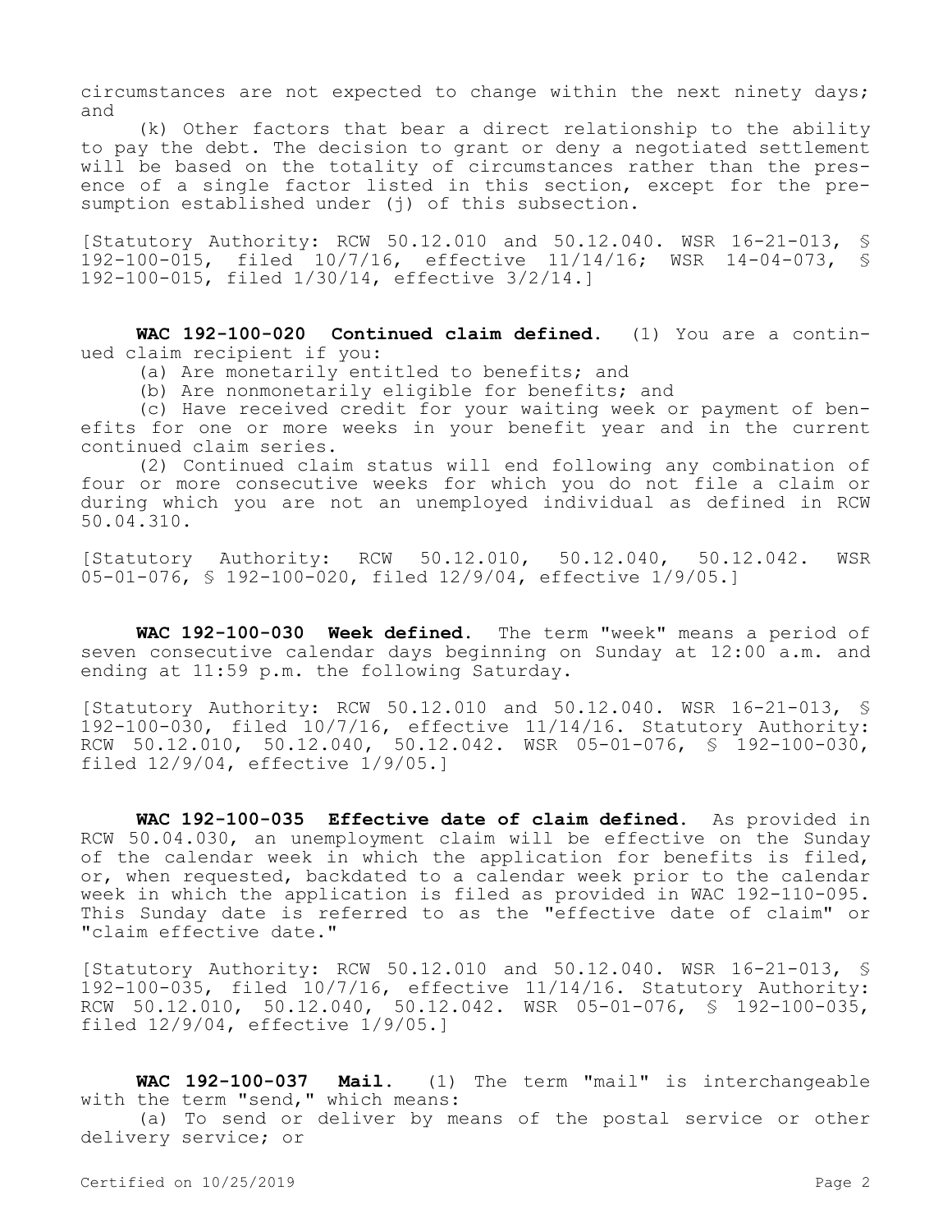circumstances are not expected to change within the next ninety days; and

(k) Other factors that bear a direct relationship to the ability to pay the debt. The decision to grant or deny a negotiated settlement will be based on the totality of circumstances rather than the presence of a single factor listed in this section, except for the presumption established under (j) of this subsection.

[Statutory Authority: RCW 50.12.010 and 50.12.040. WSR 16-21-013, § 192-100-015, filed 10/7/16, effective 11/14/16; WSR 14-04-073, § 192-100-015, filed 1/30/14, effective 3/2/14.]

**WAC 192-100-020 Continued claim defined.** (1) You are a continued claim recipient if you:

(a) Are monetarily entitled to benefits; and

(b) Are nonmonetarily eligible for benefits; and

(c) Have received credit for your waiting week or payment of benefits for one or more weeks in your benefit year and in the current continued claim series.

(2) Continued claim status will end following any combination of four or more consecutive weeks for which you do not file a claim or during which you are not an unemployed individual as defined in RCW 50.04.310.

[Statutory Authority: RCW 50.12.010, 50.12.040, 50.12.042. WSR 05-01-076, § 192-100-020, filed 12/9/04, effective 1/9/05.]

**WAC 192-100-030 Week defined.** The term "week" means a period of seven consecutive calendar days beginning on Sunday at 12:00 a.m. and ending at 11:59 p.m. the following Saturday.

[Statutory Authority: RCW 50.12.010 and 50.12.040. WSR 16-21-013, § 192-100-030, filed 10/7/16, effective 11/14/16. Statutory Authority: RCW 50.12.010, 50.12.040, 50.12.042. WSR 05-01-076, § 192-100-030, filed 12/9/04, effective 1/9/05.]

**WAC 192-100-035 Effective date of claim defined.** As provided in RCW 50.04.030, an unemployment claim will be effective on the Sunday of the calendar week in which the application for benefits is filed, or, when requested, backdated to a calendar week prior to the calendar week in which the application is filed as provided in WAC 192-110-095. This Sunday date is referred to as the "effective date of claim" or "claim effective date."

[Statutory Authority: RCW 50.12.010 and 50.12.040. WSR 16-21-013, § 192-100-035, filed 10/7/16, effective 11/14/16. Statutory Authority: RCW 50.12.010, 50.12.040, 50.12.042. WSR 05-01-076, § 192-100-035, filed 12/9/04, effective 1/9/05.]

**WAC 192-100-037 Mail.** (1) The term "mail" is interchangeable with the term "send," which means:

(a) To send or deliver by means of the postal service or other delivery service; or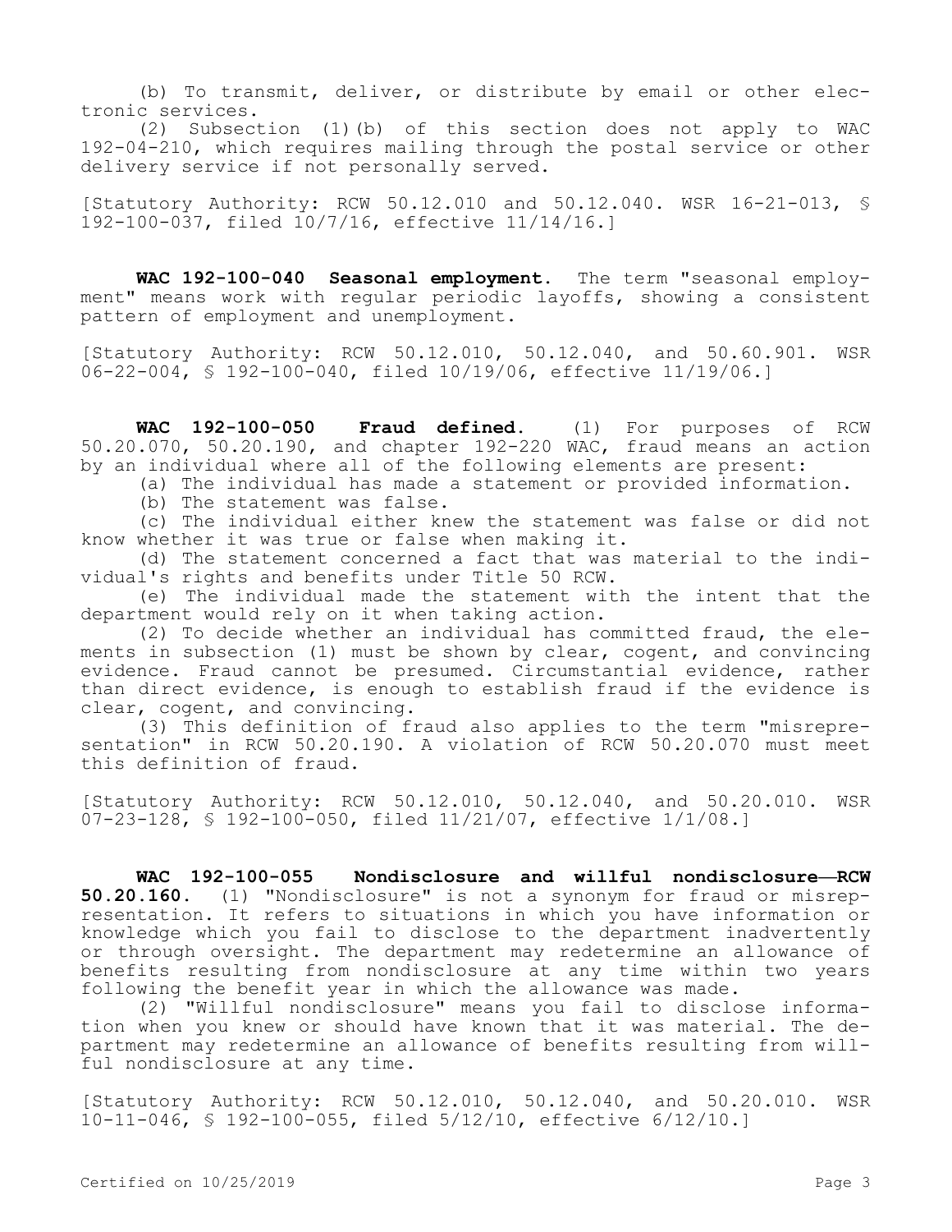(b) To transmit, deliver, or distribute by email or other electronic services.

(2) Subsection (1)(b) of this section does not apply to WAC 192-04-210, which requires mailing through the postal service or other delivery service if not personally served.

[Statutory Authority: RCW 50.12.010 and 50.12.040. WSR 16-21-013, § 192-100-037, filed 10/7/16, effective 11/14/16.]

**WAC 192-100-040 Seasonal employment.** The term "seasonal employment" means work with regular periodic layoffs, showing a consistent pattern of employment and unemployment.

[Statutory Authority: RCW 50.12.010, 50.12.040, and 50.60.901. WSR 06-22-004, § 192-100-040, filed 10/19/06, effective 11/19/06.]

**WAC 192-100-050 Fraud defined.** (1) For purposes of RCW 50.20.070, 50.20.190, and chapter 192-220 WAC, fraud means an action by an individual where all of the following elements are present:

(a) The individual has made a statement or provided information.

(b) The statement was false.

(c) The individual either knew the statement was false or did not know whether it was true or false when making it.

(d) The statement concerned a fact that was material to the individual's rights and benefits under Title 50 RCW.

(e) The individual made the statement with the intent that the department would rely on it when taking action.

(2) To decide whether an individual has committed fraud, the elements in subsection (1) must be shown by clear, cogent, and convincing evidence. Fraud cannot be presumed. Circumstantial evidence, rather than direct evidence, is enough to establish fraud if the evidence is clear, cogent, and convincing.

(3) This definition of fraud also applies to the term "misrepresentation" in RCW 50.20.190. A violation of RCW 50.20.070 must meet this definition of fraud.

[Statutory Authority: RCW 50.12.010, 50.12.040, and 50.20.010. WSR 07-23-128, § 192-100-050, filed 11/21/07, effective 1/1/08.]

**WAC 192-100-055 Nondisclosure and willful nondisclosure—RCW 50.20.160.** (1) "Nondisclosure" is not a synonym for fraud or misrepresentation. It refers to situations in which you have information or knowledge which you fail to disclose to the department inadvertently or through oversight. The department may redetermine an allowance of benefits resulting from nondisclosure at any time within two years following the benefit year in which the allowance was made.

(2) "Willful nondisclosure" means you fail to disclose information when you knew or should have known that it was material. The department may redetermine an allowance of benefits resulting from willful nondisclosure at any time.

[Statutory Authority: RCW 50.12.010, 50.12.040, and 50.20.010. WSR 10-11-046, § 192-100-055, filed 5/12/10, effective 6/12/10.]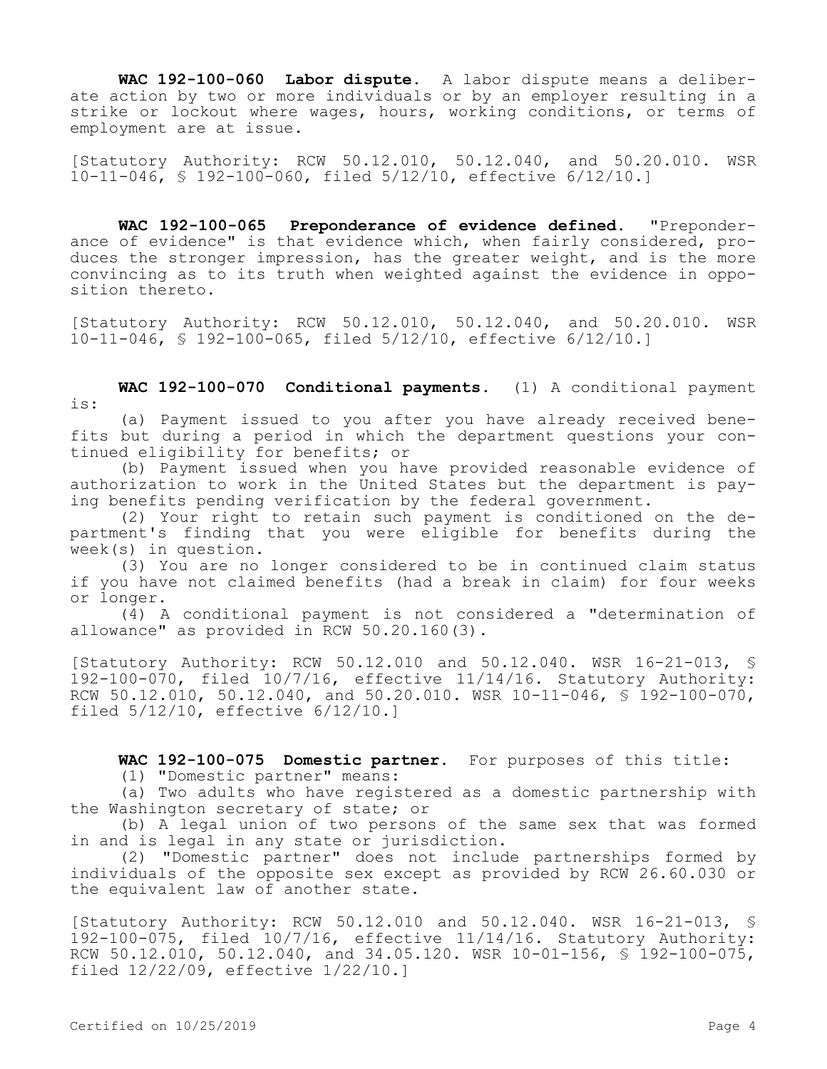**WAC 192-100-060 Labor dispute.** A labor dispute means a deliberate action by two or more individuals or by an employer resulting in a strike or lockout where wages, hours, working conditions, or terms of employment are at issue.

[Statutory Authority: RCW 50.12.010, 50.12.040, and 50.20.010. WSR 10-11-046, § 192-100-060, filed 5/12/10, effective 6/12/10.]

**WAC 192-100-065 Preponderance of evidence defined.** "Preponderance of evidence" is that evidence which, when fairly considered, produces the stronger impression, has the greater weight, and is the more convincing as to its truth when weighted against the evidence in opposition thereto.

[Statutory Authority: RCW 50.12.010, 50.12.040, and 50.20.010. WSR 10-11-046, § 192-100-065, filed 5/12/10, effective 6/12/10.]

**WAC 192-100-070 Conditional payments.** (1) A conditional payment is:

(a) Payment issued to you after you have already received benefits but during a period in which the department questions your continued eligibility for benefits; or

(b) Payment issued when you have provided reasonable evidence of authorization to work in the United States but the department is paying benefits pending verification by the federal government.

(2) Your right to retain such payment is conditioned on the department's finding that you were eligible for benefits during the week(s) in question.

(3) You are no longer considered to be in continued claim status if you have not claimed benefits (had a break in claim) for four weeks or longer.

(4) A conditional payment is not considered a "determination of allowance" as provided in RCW 50.20.160(3).

[Statutory Authority: RCW 50.12.010 and 50.12.040. WSR 16-21-013, § 192-100-070, filed 10/7/16, effective 11/14/16. Statutory Authority: RCW 50.12.010, 50.12.040, and 50.20.010. WSR 10-11-046, § 192-100-070, filed 5/12/10, effective 6/12/10.]

**WAC 192-100-075 Domestic partner.** For purposes of this title:

(1) "Domestic partner" means:

(a) Two adults who have registered as a domestic partnership with the Washington secretary of state; or

(b) A legal union of two persons of the same sex that was formed in and is legal in any state or jurisdiction.

(2) "Domestic partner" does not include partnerships formed by individuals of the opposite sex except as provided by RCW 26.60.030 or the equivalent law of another state.

[Statutory Authority: RCW 50.12.010 and 50.12.040. WSR 16-21-013, § 192-100-075, filed 10/7/16, effective 11/14/16. Statutory Authority: RCW 50.12.010, 50.12.040, and 34.05.120. WSR 10-01-156, § 192-100-075, filed 12/22/09, effective 1/22/10.]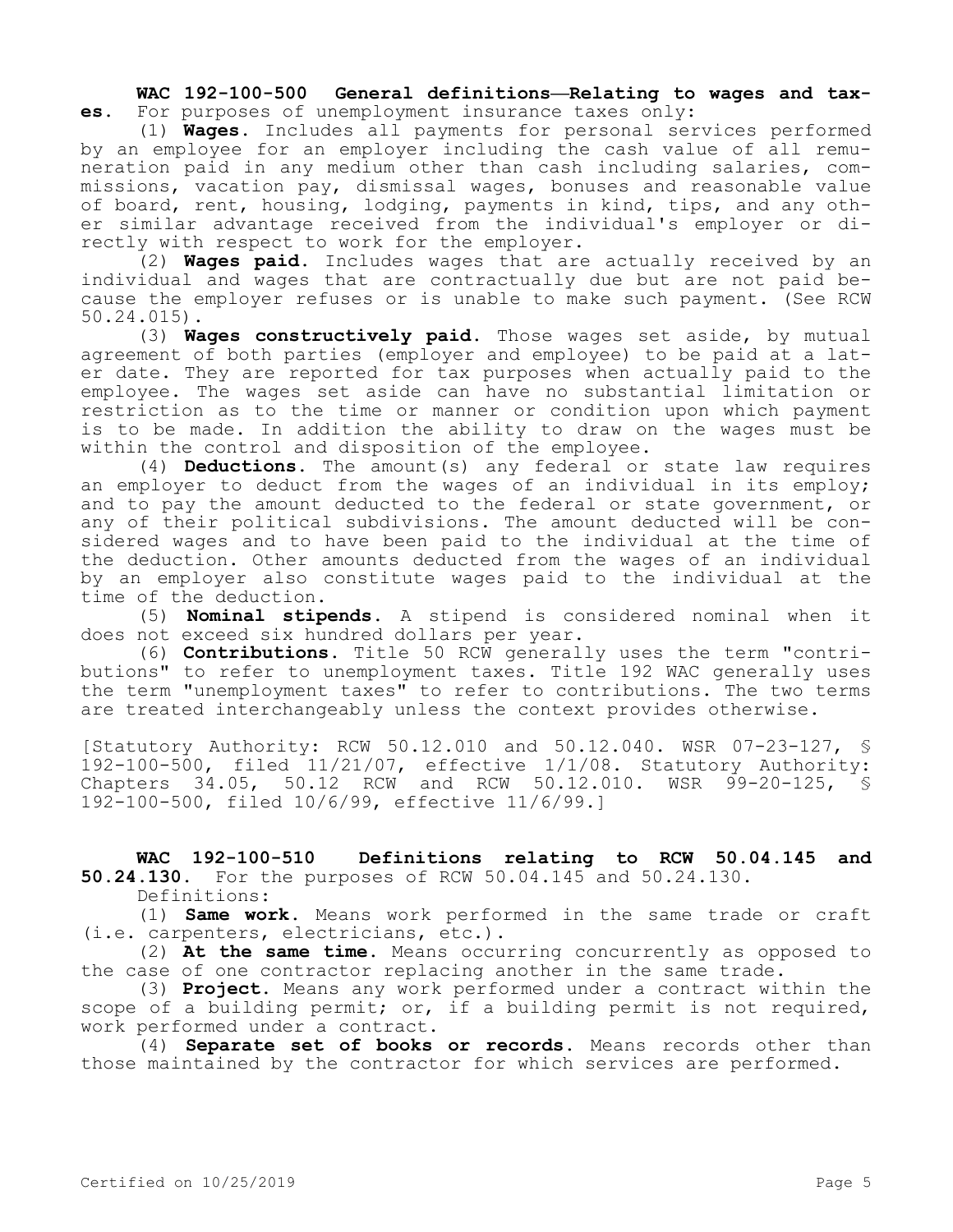**WAC 192-100-500 General definitions—Relating to wages and taxes.** For purposes of unemployment insurance taxes only:

(1) **Wages.** Includes all payments for personal services performed by an employee for an employer including the cash value of all remuneration paid in any medium other than cash including salaries, commissions, vacation pay, dismissal wages, bonuses and reasonable value of board, rent, housing, lodging, payments in kind, tips, and any other similar advantage received from the individual's employer or directly with respect to work for the employer.

(2) **Wages paid.** Includes wages that are actually received by an individual and wages that are contractually due but are not paid because the employer refuses or is unable to make such payment. (See RCW 50.24.015).

(3) **Wages constructively paid.** Those wages set aside, by mutual agreement of both parties (employer and employee) to be paid at a later date. They are reported for tax purposes when actually paid to the employee. The wages set aside can have no substantial limitation or restriction as to the time or manner or condition upon which payment is to be made. In addition the ability to draw on the wages must be within the control and disposition of the employee.

(4) **Deductions.** The amount(s) any federal or state law requires an employer to deduct from the wages of an individual in its employ; and to pay the amount deducted to the federal or state government, or any of their political subdivisions. The amount deducted will be considered wages and to have been paid to the individual at the time of the deduction. Other amounts deducted from the wages of an individual by an employer also constitute wages paid to the individual at the time of the deduction.

(5) **Nominal stipends.** A stipend is considered nominal when it does not exceed six hundred dollars per year.

(6) **Contributions.** Title 50 RCW generally uses the term "contributions" to refer to unemployment taxes. Title 192 WAC generally uses the term "unemployment taxes" to refer to contributions. The two terms are treated interchangeably unless the context provides otherwise.

[Statutory Authority: RCW 50.12.010 and 50.12.040. WSR 07-23-127, § 192-100-500, filed 11/21/07, effective 1/1/08. Statutory Authority: Chapters 34.05, 50.12 RCW and RCW 50.12.010. WSR 99-20-125, § 192-100-500, filed 10/6/99, effective 11/6/99.]

**WAC 192-100-510 Definitions relating to RCW 50.04.145 and 50.24.130.** For the purposes of RCW 50.04.145 and 50.24.130.

Definitions:

(1) **Same work.** Means work performed in the same trade or craft (i.e. carpenters, electricians, etc.).

(2) **At the same time.** Means occurring concurrently as opposed to the case of one contractor replacing another in the same trade.

(3) **Project.** Means any work performed under a contract within the scope of a building permit; or, if a building permit is not required, work performed under a contract.

(4) **Separate set of books or records.** Means records other than those maintained by the contractor for which services are performed.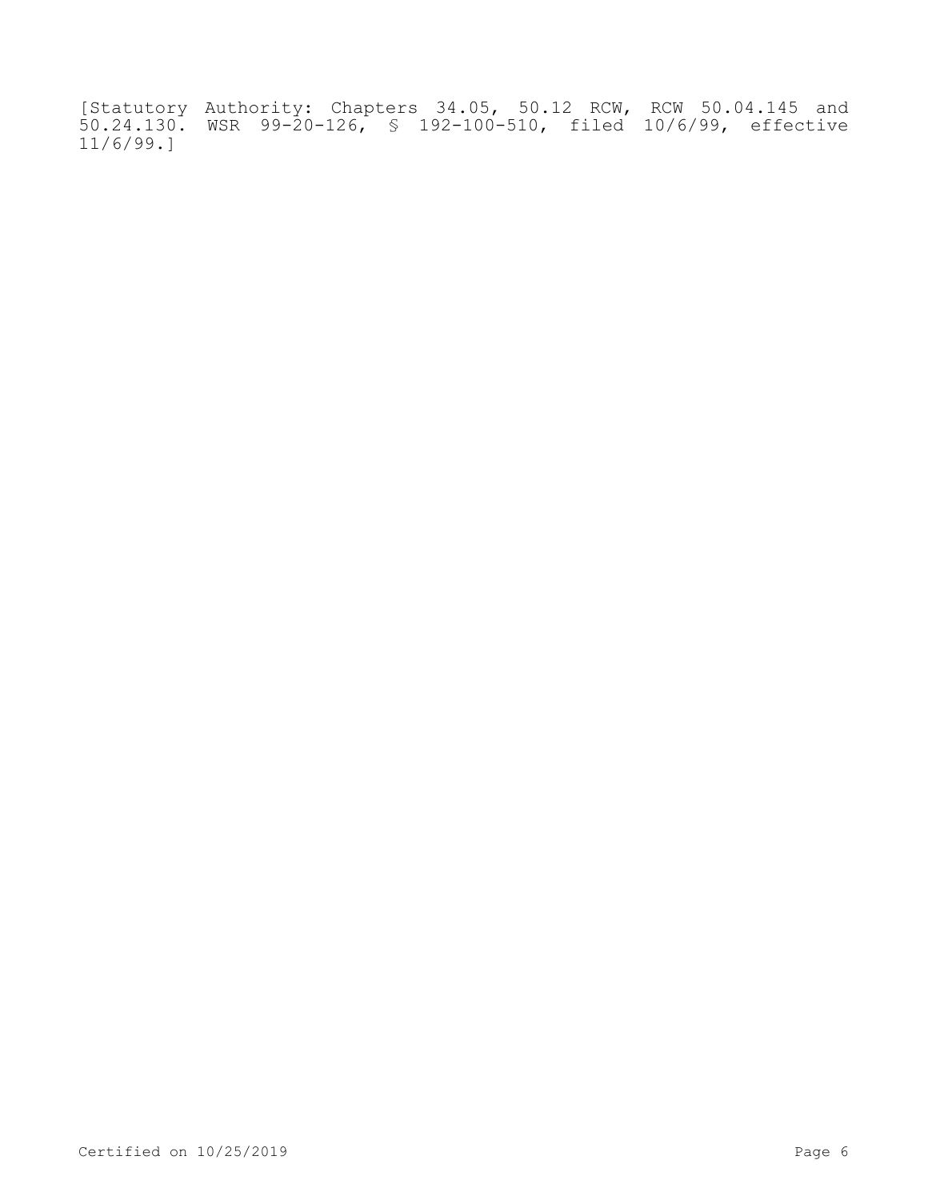[Statutory Authority: Chapters 34.05, 50.12 RCW, RCW 50.04.145 and 50.24.130. WSR 99-20-126, § 192-100-510, filed 10/6/99, effective 11/6/99.]